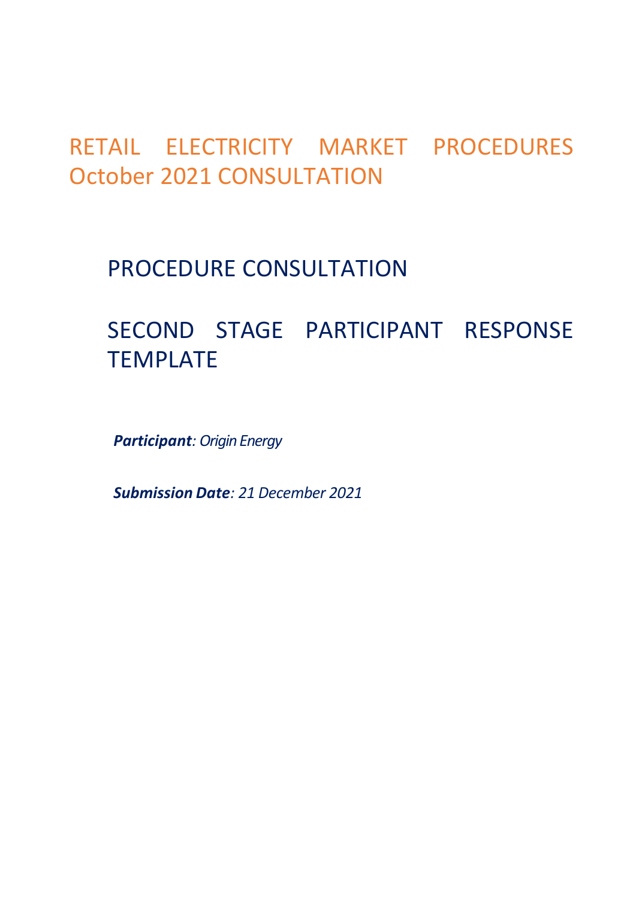# RETAIL ELECTRICITY MARKET PROCEDURES October 2021 CONSULTATION

## PROCEDURE CONSULTATION

## SECOND STAGE PARTICIPANT RESPONSE TEMPLATE

***Participant**: Origin Energy*

***Submission Date**: 21 December 2021*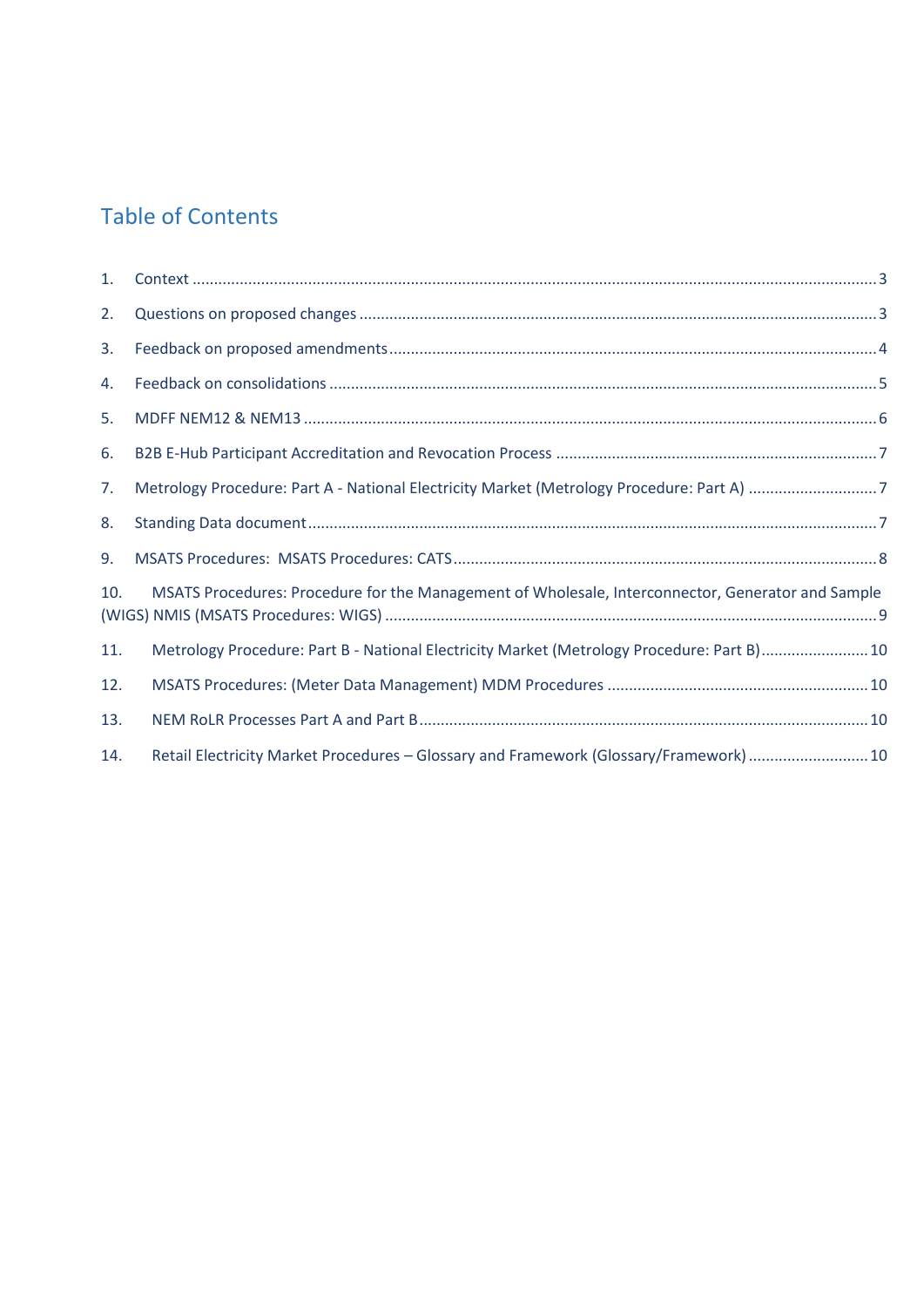# Table of Contents

1. Context ........................................................................................................................................... 3
2. Questions on proposed changes ...................................................................................................... 3
3. Feedback on proposed amendments ............................................................................................... 4
4. Feedback on consolidations ............................................................................................................ 5
5. MDFF NEM12 & NEM13 .................................................................................................................. 6
6. B2B E-Hub Participant Accreditation and Revocation Process ......................................................... 7
7. Metrology Procedure: Part A - National Electricity Market (Metrology Procedure: Part A) ............................. 7
8. Standing Data document ................................................................................................................. 7
9. MSATS Procedures:  MSATS Procedures: CATS ................................................................................ 8
10. MSATS Procedures: Procedure for the Management of Wholesale, Interconnector, Generator and Sample (WIGS) NMIS (MSATS Procedures: WIGS) ................................................................................................. 9
11. Metrology Procedure: Part B - National Electricity Market (Metrology Procedure: Part B) ......................... 10
12. MSATS Procedures: (Meter Data Management) MDM Procedures ............................................................ 10
13. NEM RoLR Processes Part A and Part B ....................................................................................... 10
14. Retail Electricity Market Procedures – Glossary and Framework (Glossary/Framework) ........................... 10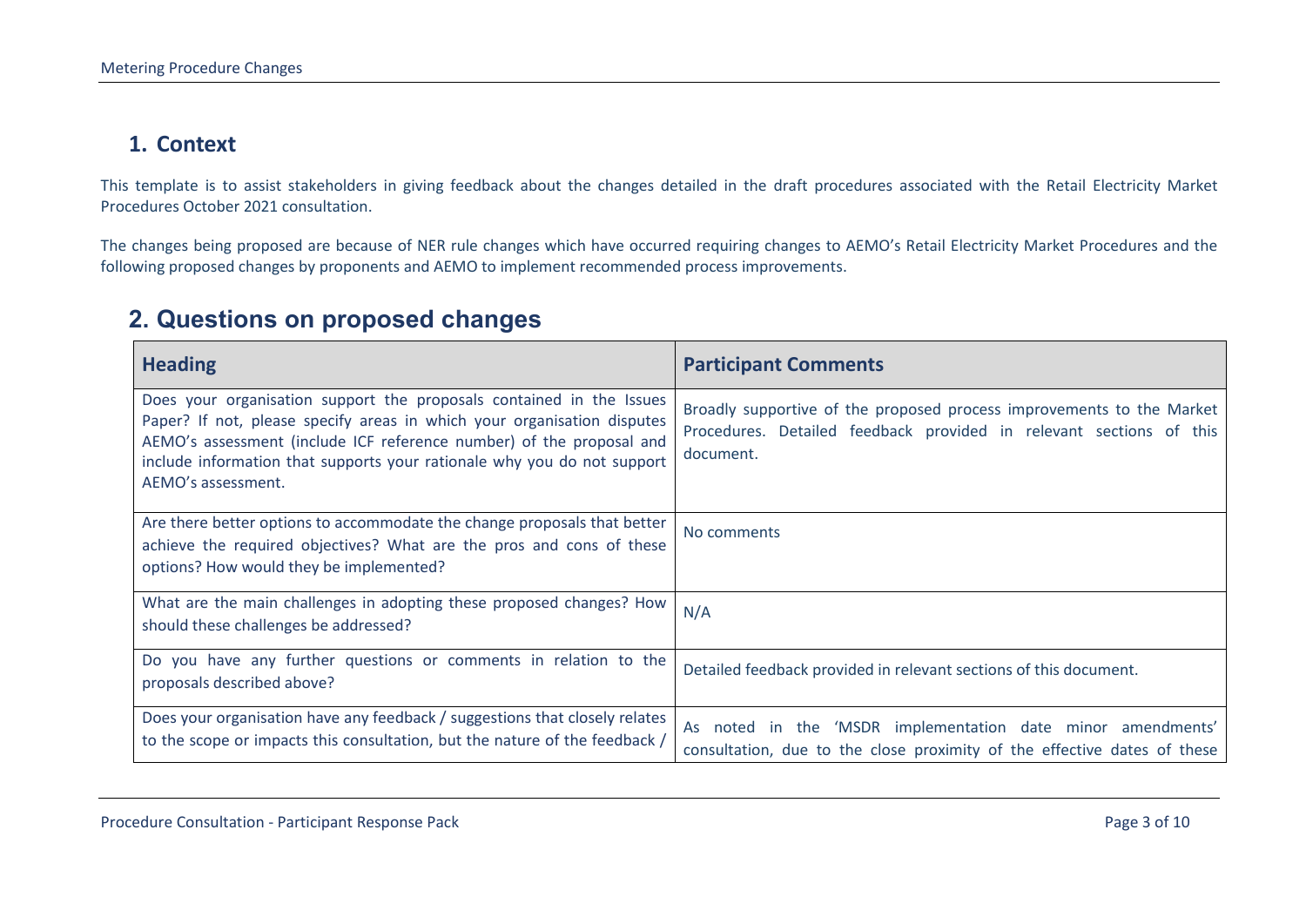## 1. Context

This template is to assist stakeholders in giving feedback about the changes detailed in the draft procedures associated with the Retail Electricity Market Procedures October 2021 consultation.

The changes being proposed are because of NER rule changes which have occurred requiring changes to AEMO's Retail Electricity Market Procedures and the following proposed changes by proponents and AEMO to implement recommended process improvements.

## 2. Questions on proposed changes

| Heading | Participant Comments |
|---|---|
| Does your organisation support the proposals contained in the Issues Paper? If not, please specify areas in which your organisation disputes AEMO's assessment (include ICF reference number) of the proposal and include information that supports your rationale why you do not support AEMO's assessment. | Broadly supportive of the proposed process improvements to the Market Procedures. Detailed feedback provided in relevant sections of this document. |
| Are there better options to accommodate the change proposals that better achieve the required objectives? What are the pros and cons of these options? How would they be implemented? | No comments |
| What are the main challenges in adopting these proposed changes? How should these challenges be addressed? | N/A |
| Do you have any further questions or comments in relation to the proposals described above? | Detailed feedback provided in relevant sections of this document. |
| Does your organisation have any feedback / suggestions that closely relates to the scope or impacts this consultation, but the nature of the feedback / | As noted in the 'MSDR implementation date minor amendments' consultation, due to the close proximity of the effective dates of these |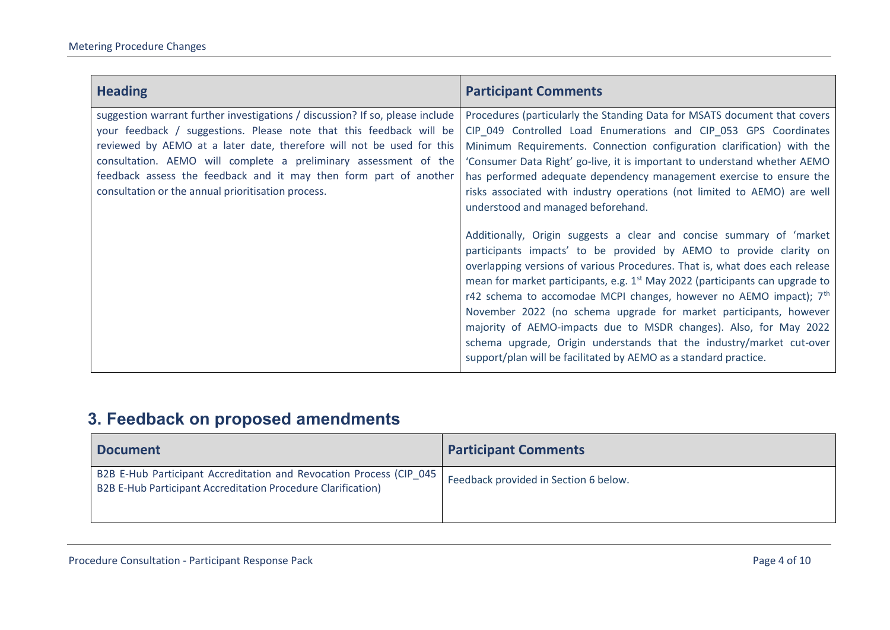| Heading | Participant Comments |
| --- | --- |
| suggestion warrant further investigations / discussion? If so, please include your feedback / suggestions. Please note that this feedback will be reviewed by AEMO at a later date, therefore will not be used for this consultation. AEMO will complete a preliminary assessment of the feedback assess the feedback and it may then form part of another consultation or the annual prioritisation process. | Procedures (particularly the Standing Data for MSATS document that covers CIP_049 Controlled Load Enumerations and CIP_053 GPS Coordinates Minimum Requirements. Connection configuration clarification) with the 'Consumer Data Right' go-live, it is important to understand whether AEMO has performed adequate dependency management exercise to ensure the risks associated with industry operations (not limited to AEMO) are well understood and managed beforehand.<br><br>Additionally, Origin suggests a clear and concise summary of 'market participants impacts' to be provided by AEMO to provide clarity on overlapping versions of various Procedures. That is, what does each release mean for market participants, e.g. 1st May 2022 (participants can upgrade to r42 schema to accomodae MCPI changes, however no AEMO impact); 7th November 2022 (no schema upgrade for market participants, however majority of AEMO-impacts due to MSDR changes). Also, for May 2022 schema upgrade, Origin understands that the industry/market cut-over support/plan will be facilitated by AEMO as a standard practice. |

## 3. Feedback on proposed amendments

| Document | Participant Comments |
| --- | --- |
| B2B E-Hub Participant Accreditation and Revocation Process (CIP_045 B2B E-Hub Participant Accreditation Procedure Clarification) | Feedback provided in Section 6 below. |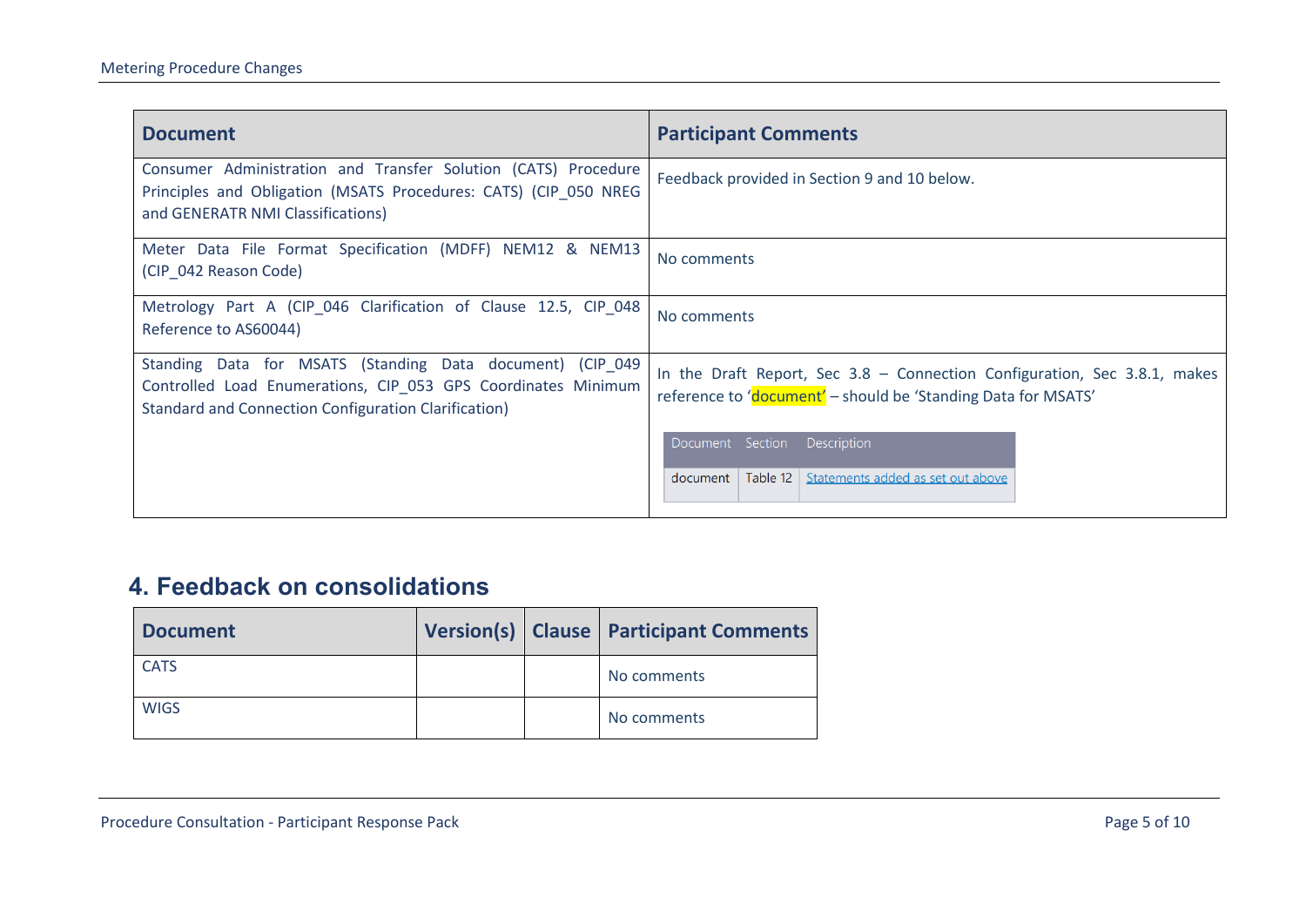| Document | Participant Comments |
| --- | --- |
| Consumer Administration and Transfer Solution (CATS) Procedure Principles and Obligation (MSATS Procedures: CATS) (CIP_050 NREG and GENERATR NMI Classifications) | Feedback provided in Section 9 and 10 below. |
| Meter Data File Format Specification (MDFF) NEM12 & NEM13 (CIP_042 Reason Code) | No comments |
| Metrology Part A (CIP_046 Clarification of Clause 12.5, CIP_048 Reference to AS60044) | No comments |
| Standing Data for MSATS (Standing Data document) (CIP_049 Controlled Load Enumerations, CIP_053 GPS Coordinates Minimum Standard and Connection Configuration Clarification) | In the Draft Report, Sec 3.8 – Connection Configuration, Sec 3.8.1, makes reference to 'document' – should be 'Standing Data for MSATS'<br><br>Document / Section / Description<br>document / Table 12 / Statements added as set out above |

## 4. Feedback on consolidations

| Document | Version(s) | Clause | Participant Comments |
| --- | --- | --- | --- |
| CATS | | | No comments |
| WIGS | | | No comments |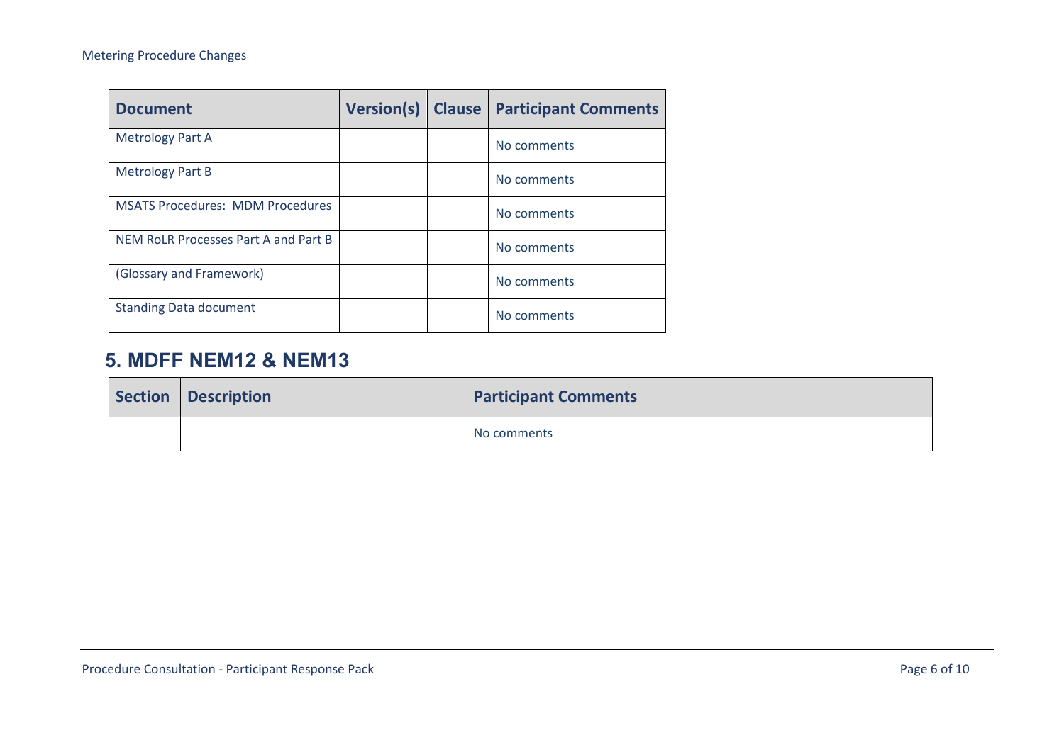| Document | Version(s) | Clause | Participant Comments |
| --- | --- | --- | --- |
| Metrology Part A | | | No comments |
| Metrology Part B | | | No comments |
| MSATS Procedures: MDM Procedures | | | No comments |
| NEM RoLR Processes Part A and Part B | | | No comments |
| (Glossary and Framework) | | | No comments |
| Standing Data document | | | No comments |

## 5. MDFF NEM12 & NEM13

| Section | Description | Participant Comments |
| --- | --- | --- |
| | | No comments |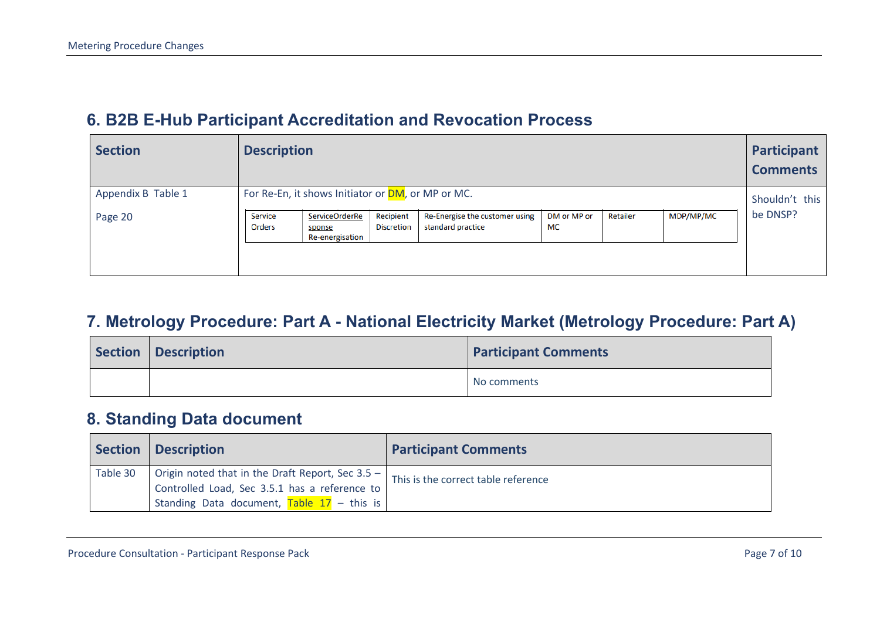## 6. B2B E-Hub Participant Accreditation and Revocation Process

| Section | Description | Participant Comments |
|---|---|---|
| Appendix B Table 1<br>Page 20 | For Re-En, it shows Initiator or DM, or MP or MC.<br><br>Service Orders \| ServiceOrderResponse Re-energisation \| Recipient Discretion \| Re-Energise the customer using standard practice \| DM or MP or MC \| Retailer \| MDP/MP/MC | Shouldn't this be DNSP? |

## 7. Metrology Procedure: Part A - National Electricity Market (Metrology Procedure: Part A)

| Section | Description | Participant Comments |
|---|---|---|
| | | No comments |

## 8. Standing Data document

| Section | Description | Participant Comments |
|---|---|---|
| Table 30 | Origin noted that in the Draft Report, Sec 3.5 – Controlled Load, Sec 3.5.1 has a reference to Standing Data document, Table 17 – this is | This is the correct table reference |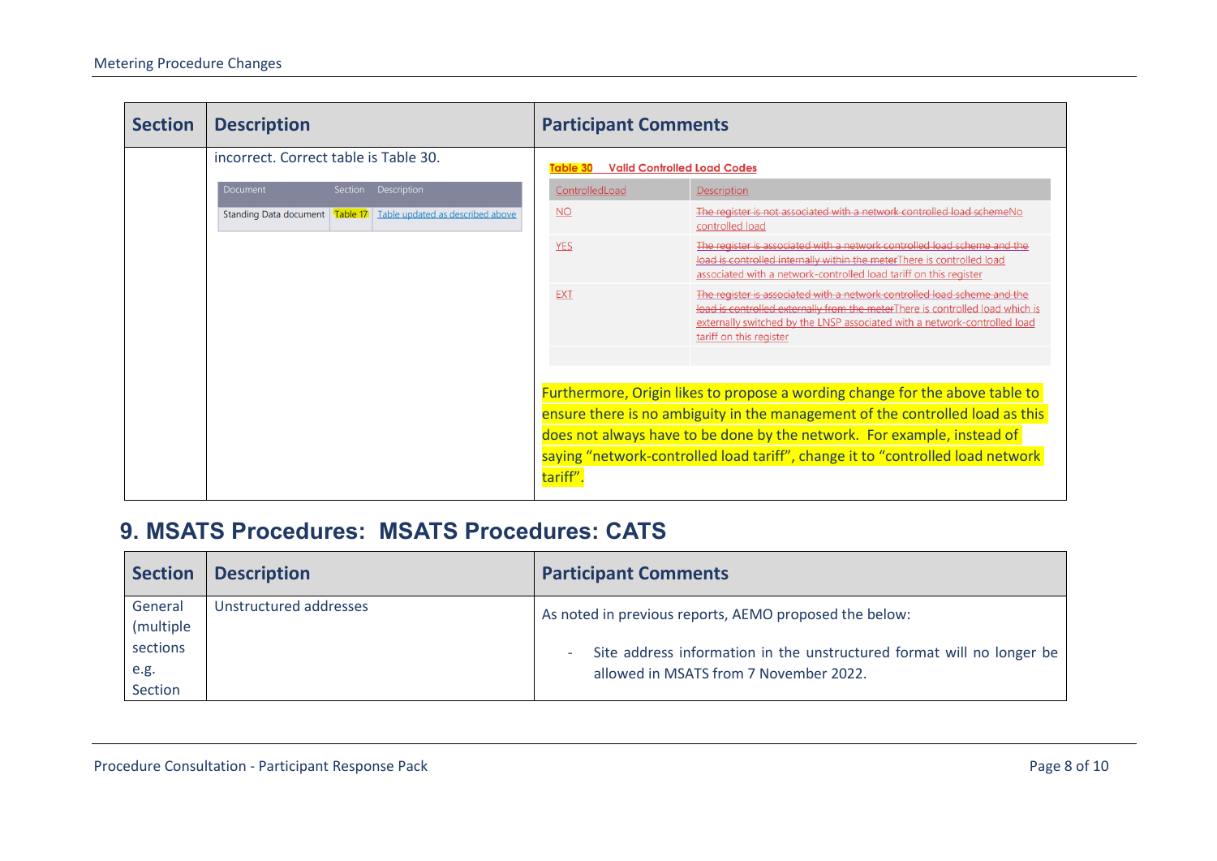| Section | Description | Participant Comments |
|---|---|---|
| | incorrect. Correct table is Table 30. <br><br> Document \| Section \| Description <br> Standing Data document \| Table 17 \| Table updated as described above | **Table 30 Valid Controlled Load Codes** <br><br> ControlledLoad \| Description <br> NO \| ~~The register is not associated with a network controlled load scheme~~No controlled load <br> YES \| ~~The register is associated with a network controlled load scheme and the load is controlled internally within the meter~~There is controlled load associated with a network-controlled load tariff on this register <br> EXT \| ~~The register is associated with a network controlled load scheme and the load is controlled externally from the meter~~There is controlled load which is externally switched by the LNSP associated with a network-controlled load tariff on this register <br><br> Furthermore, Origin likes to propose a wording change for the above table to ensure there is no ambiguity in the management of the controlled load as this does not always have to be done by the network. For example, instead of saying "network-controlled load tariff", change it to "controlled load network tariff". |

## 9. MSATS Procedures: MSATS Procedures: CATS

| Section | Description | Participant Comments |
|---|---|---|
| General (multiple sections e.g. Section | Unstructured addresses | As noted in previous reports, AEMO proposed the below: <br><br> - Site address information in the unstructured format will no longer be allowed in MSATS from 7 November 2022. |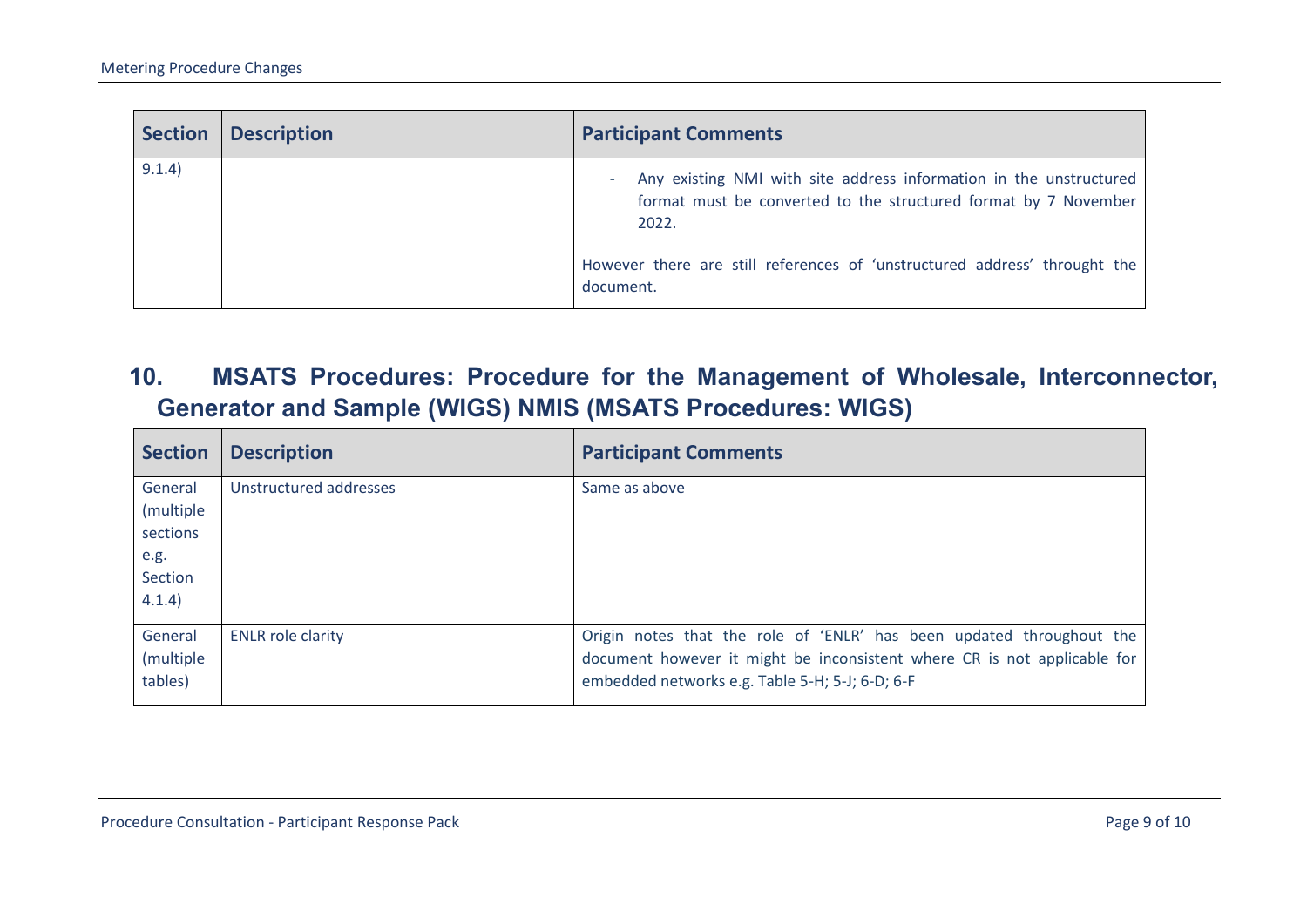| Section | Description | Participant Comments |
| --- | --- | --- |
| 9.1.4) | | - Any existing NMI with site address information in the unstructured format must be converted to the structured format by 7 November 2022. However there are still references of 'unstructured address' throught the document. |

## 10. MSATS Procedures: Procedure for the Management of Wholesale, Interconnector, Generator and Sample (WIGS) NMIS (MSATS Procedures: WIGS)

| Section | Description | Participant Comments |
| --- | --- | --- |
| General (multiple sections e.g. Section 4.1.4) | Unstructured addresses | Same as above |
| General (multiple tables) | ENLR role clarity | Origin notes that the role of 'ENLR' has been updated throughout the document however it might be inconsistent where CR is not applicable for embedded networks e.g. Table 5-H; 5-J; 6-D; 6-F |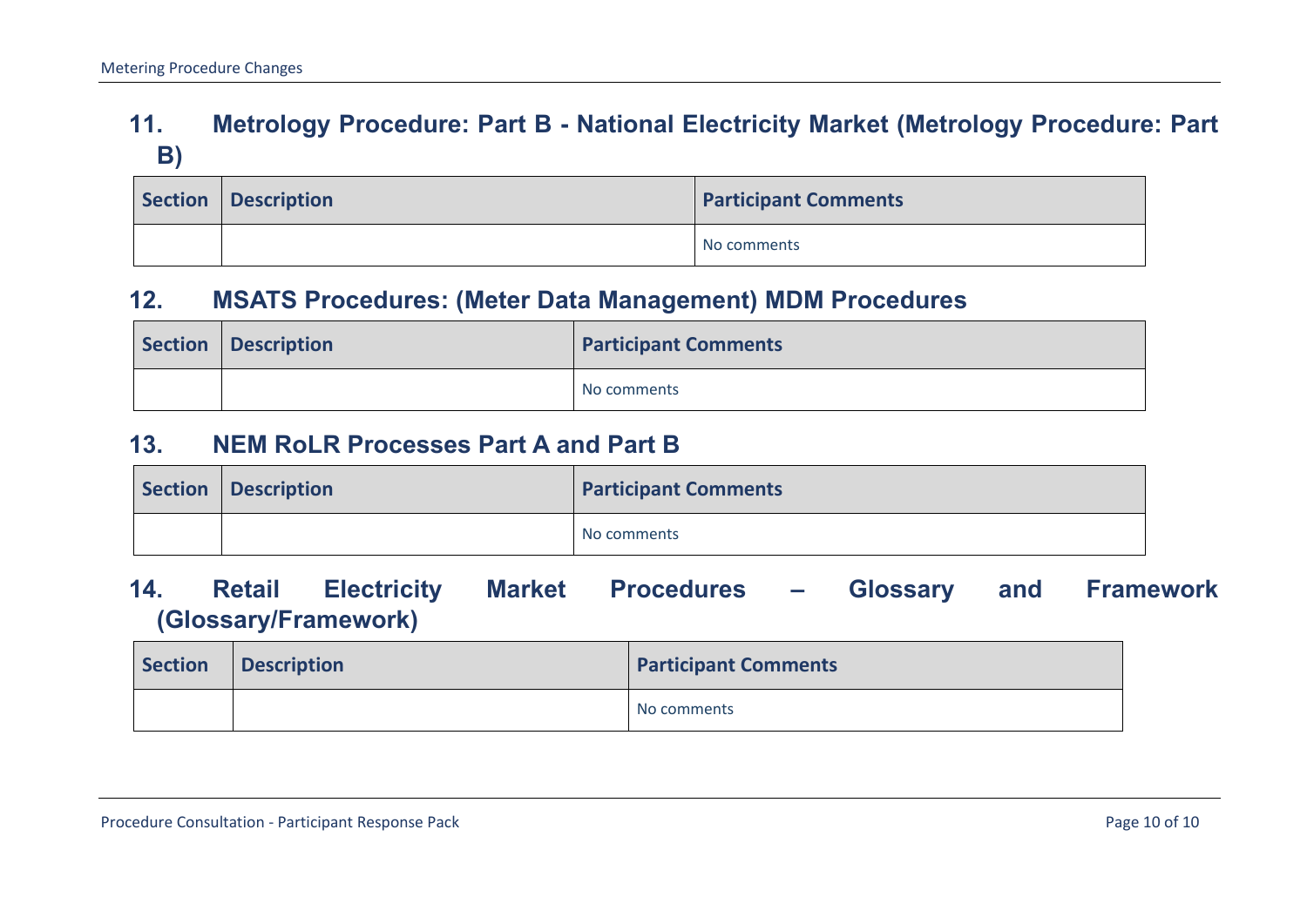## 11. Metrology Procedure: Part B - National Electricity Market (Metrology Procedure: Part B)

| Section | Description | Participant Comments |
|---|---|---|
| | | No comments |

## 12. MSATS Procedures: (Meter Data Management) MDM Procedures

| Section | Description | Participant Comments |
|---|---|---|
| | | No comments |

## 13. NEM RoLR Processes Part A and Part B

| Section | Description | Participant Comments |
|---|---|---|
| | | No comments |

## 14. Retail Electricity Market Procedures – Glossary and Framework (Glossary/Framework)

| Section | Description | Participant Comments |
|---|---|---|
| | | No comments |